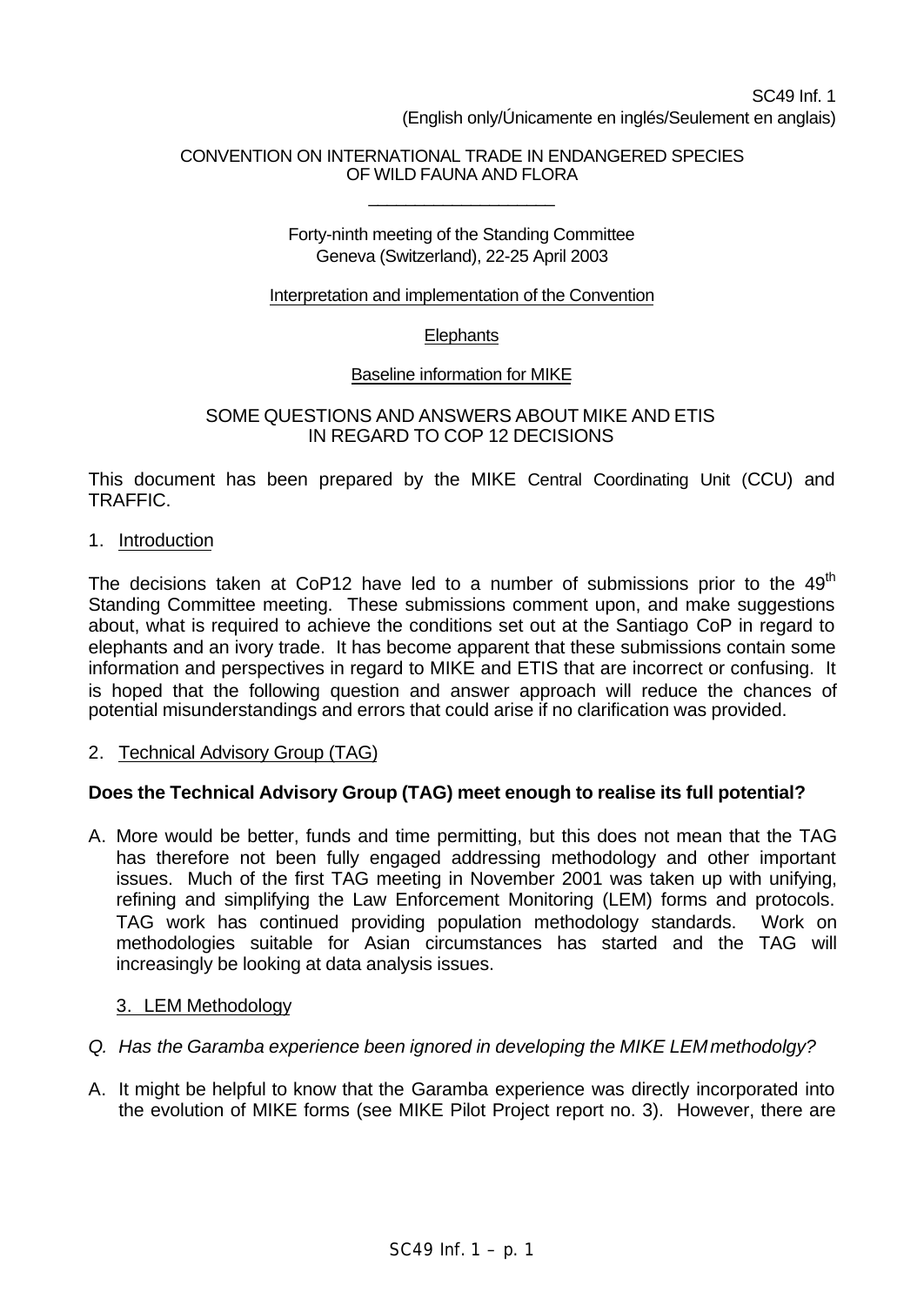SC49 Inf. 1
(English only/Únicamente en inglés/Seulement en anglais)

CONVENTION ON INTERNATIONAL TRADE IN ENDANGERED SPECIES
OF WILD FAUNA AND FLORA

____________________

Forty-ninth meeting of the Standing Committee
Geneva (Switzerland), 22-25 April 2003

Interpretation and implementation of the Convention

Elephants

Baseline information for MIKE

SOME QUESTIONS AND ANSWERS ABOUT MIKE AND ETIS
IN REGARD TO COP 12 DECISIONS

This document has been prepared by the MIKE Central Coordinating Unit (CCU) and TRAFFIC.

1. Introduction

The decisions taken at CoP12 have led to a number of submissions prior to the 49th Standing Committee meeting. These submissions comment upon, and make suggestions about, what is required to achieve the conditions set out at the Santiago CoP in regard to elephants and an ivory trade. It has become apparent that these submissions contain some information and perspectives in regard to MIKE and ETIS that are incorrect or confusing. It is hoped that the following question and answer approach will reduce the chances of potential misunderstandings and errors that could arise if no clarification was provided.

2. Technical Advisory Group (TAG)

**Does the Technical Advisory Group (TAG) meet enough to realise its full potential?**

A. More would be better, funds and time permitting, but this does not mean that the TAG has therefore not been fully engaged addressing methodology and other important issues. Much of the first TAG meeting in November 2001 was taken up with unifying, refining and simplifying the Law Enforcement Monitoring (LEM) forms and protocols. TAG work has continued providing population methodology standards. Work on methodologies suitable for Asian circumstances has started and the TAG will increasingly be looking at data analysis issues.

3. LEM Methodology

*Q. Has the Garamba experience been ignored in developing the MIKE LEM methodolgy?*

A. It might be helpful to know that the Garamba experience was directly incorporated into the evolution of MIKE forms (see MIKE Pilot Project report no. 3). However, there are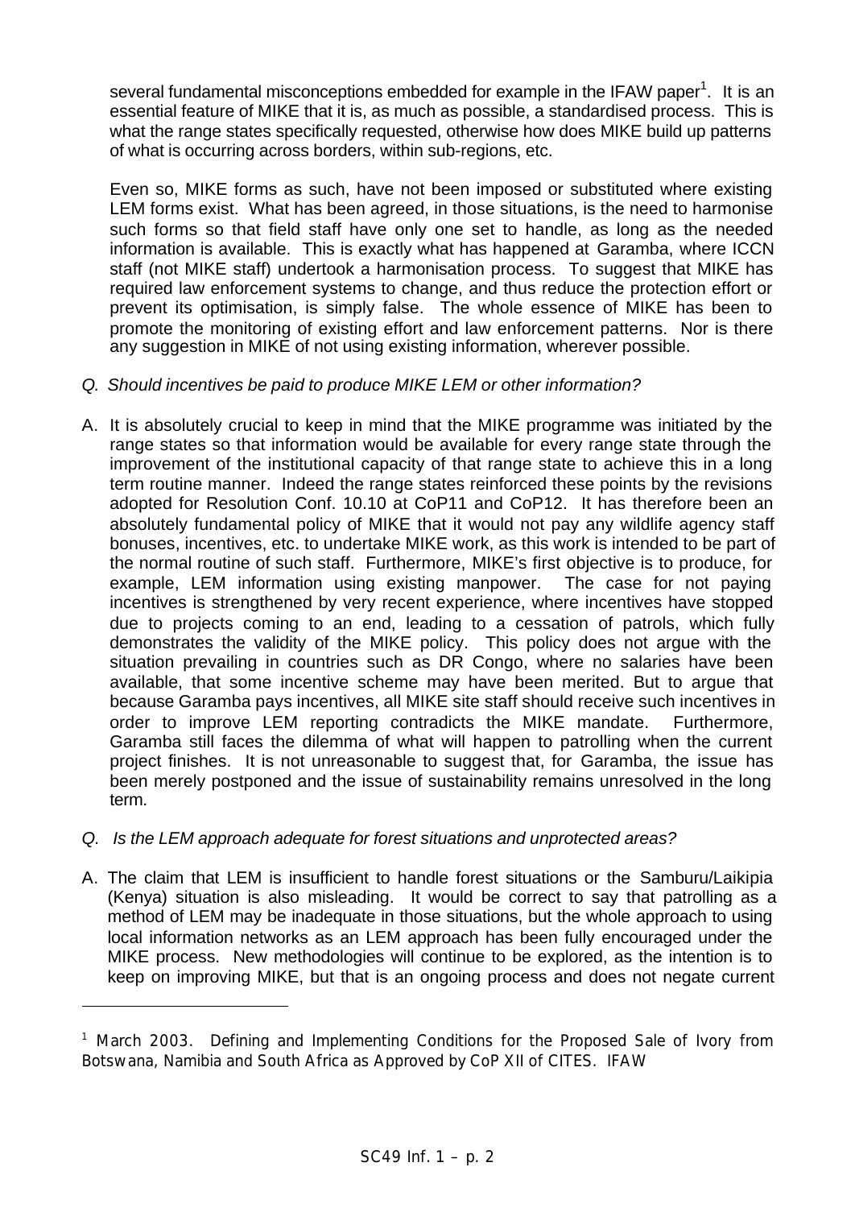several fundamental misconceptions embedded for example in the IFAW paper[1]. It is an essential feature of MIKE that it is, as much as possible, a standardised process. This is what the range states specifically requested, otherwise how does MIKE build up patterns of what is occurring across borders, within sub-regions, etc.

Even so, MIKE forms as such, have not been imposed or substituted where existing LEM forms exist. What has been agreed, in those situations, is the need to harmonise such forms so that field staff have only one set to handle, as long as the needed information is available. This is exactly what has happened at Garamba, where ICCN staff (not MIKE staff) undertook a harmonisation process. To suggest that MIKE has required law enforcement systems to change, and thus reduce the protection effort or prevent its optimisation, is simply false. The whole essence of MIKE has been to promote the monitoring of existing effort and law enforcement patterns. Nor is there any suggestion in MIKE of not using existing information, wherever possible.

*Q. Should incentives be paid to produce MIKE LEM or other information?*

A. It is absolutely crucial to keep in mind that the MIKE programme was initiated by the range states so that information would be available for every range state through the improvement of the institutional capacity of that range state to achieve this in a long term routine manner. Indeed the range states reinforced these points by the revisions adopted for Resolution Conf. 10.10 at CoP11 and CoP12. It has therefore been an absolutely fundamental policy of MIKE that it would not pay any wildlife agency staff bonuses, incentives, etc. to undertake MIKE work, as this work is intended to be part of the normal routine of such staff. Furthermore, MIKE's first objective is to produce, for example, LEM information using existing manpower. The case for not paying incentives is strengthened by very recent experience, where incentives have stopped due to projects coming to an end, leading to a cessation of patrols, which fully demonstrates the validity of the MIKE policy. This policy does not argue with the situation prevailing in countries such as DR Congo, where no salaries have been available, that some incentive scheme may have been merited. But to argue that because Garamba pays incentives, all MIKE site staff should receive such incentives in order to improve LEM reporting contradicts the MIKE mandate. Furthermore, Garamba still faces the dilemma of what will happen to patrolling when the current project finishes. It is not unreasonable to suggest that, for Garamba, the issue has been merely postponed and the issue of sustainability remains unresolved in the long term.

*Q. Is the LEM approach adequate for forest situations and unprotected areas?*

A. The claim that LEM is insufficient to handle forest situations or the Samburu/Laikipia (Kenya) situation is also misleading. It would be correct to say that patrolling as a method of LEM may be inadequate in those situations, but the whole approach to using local information networks as an LEM approach has been fully encouraged under the MIKE process. New methodologies will continue to be explored, as the intention is to keep on improving MIKE, but that is an ongoing process and does not negate current

---

[1] March 2003. Defining and Implementing Conditions for the Proposed Sale of Ivory from Botswana, Namibia and South Africa as Approved by CoP XII of CITES. IFAW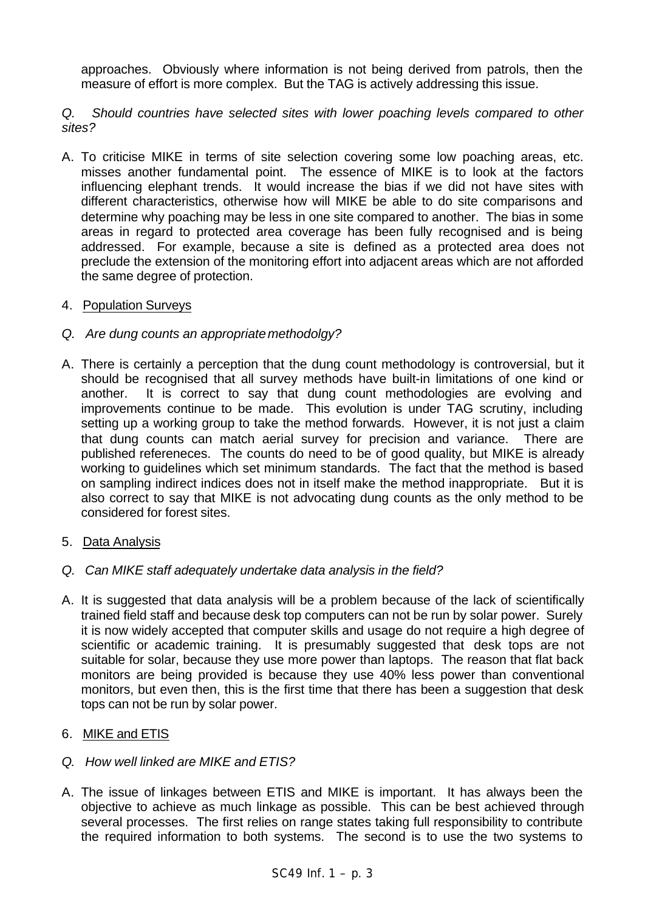approaches. Obviously where information is not being derived from patrols, then the measure of effort is more complex. But the TAG is actively addressing this issue.

*Q. Should countries have selected sites with lower poaching levels compared to other sites?*

A. To criticise MIKE in terms of site selection covering some low poaching areas, etc. misses another fundamental point. The essence of MIKE is to look at the factors influencing elephant trends. It would increase the bias if we did not have sites with different characteristics, otherwise how will MIKE be able to do site comparisons and determine why poaching may be less in one site compared to another. The bias in some areas in regard to protected area coverage has been fully recognised and is being addressed. For example, because a site is defined as a protected area does not preclude the extension of the monitoring effort into adjacent areas which are not afforded the same degree of protection.

4. <u>Population Surveys</u>

*Q. Are dung counts an appropriate methodolgy?*

A. There is certainly a perception that the dung count methodology is controversial, but it should be recognised that all survey methods have built-in limitations of one kind or another. It is correct to say that dung count methodologies are evolving and improvements continue to be made. This evolution is under TAG scrutiny, including setting up a working group to take the method forwards. However, it is not just a claim that dung counts can match aerial survey for precision and variance. There are published refereneces. The counts do need to be of good quality, but MIKE is already working to guidelines which set minimum standards. The fact that the method is based on sampling indirect indices does not in itself make the method inappropriate. But it is also correct to say that MIKE is not advocating dung counts as the only method to be considered for forest sites.

5. <u>Data Analysis</u>

*Q. Can MIKE staff adequately undertake data analysis in the field?*

A. It is suggested that data analysis will be a problem because of the lack of scientifically trained field staff and because desk top computers can not be run by solar power. Surely it is now widely accepted that computer skills and usage do not require a high degree of scientific or academic training. It is presumably suggested that desk tops are not suitable for solar, because they use more power than laptops. The reason that flat back monitors are being provided is because they use 40% less power than conventional monitors, but even then, this is the first time that there has been a suggestion that desk tops can not be run by solar power.

6. <u>MIKE and ETIS</u>

*Q. How well linked are MIKE and ETIS?*

A. The issue of linkages between ETIS and MIKE is important. It has always been the objective to achieve as much linkage as possible. This can be best achieved through several processes. The first relies on range states taking full responsibility to contribute the required information to both systems. The second is to use the two systems to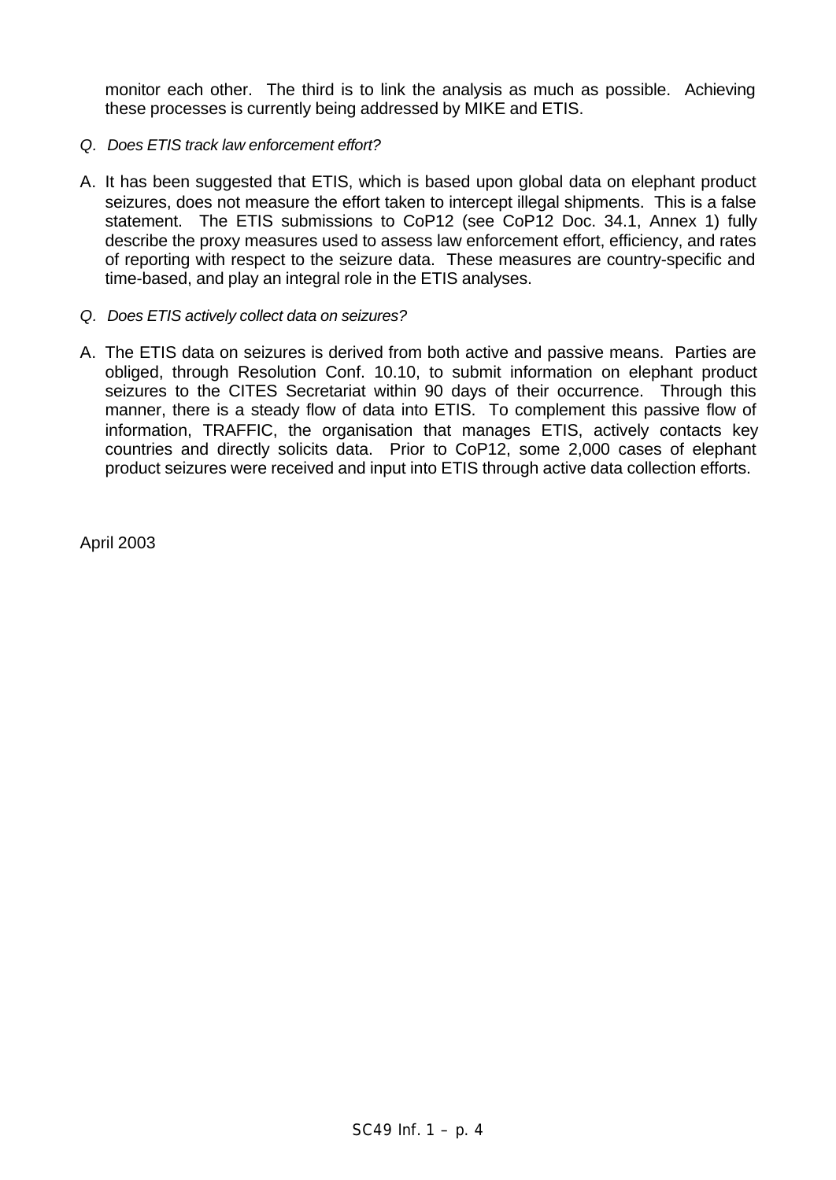monitor each other. The third is to link the analysis as much as possible. Achieving these processes is currently being addressed by MIKE and ETIS.

*Q. Does ETIS track law enforcement effort?*

A. It has been suggested that ETIS, which is based upon global data on elephant product seizures, does not measure the effort taken to intercept illegal shipments. This is a false statement. The ETIS submissions to CoP12 (see CoP12 Doc. 34.1, Annex 1) fully describe the proxy measures used to assess law enforcement effort, efficiency, and rates of reporting with respect to the seizure data. These measures are country-specific and time-based, and play an integral role in the ETIS analyses.

*Q. Does ETIS actively collect data on seizures?*

A. The ETIS data on seizures is derived from both active and passive means. Parties are obliged, through Resolution Conf. 10.10, to submit information on elephant product seizures to the CITES Secretariat within 90 days of their occurrence. Through this manner, there is a steady flow of data into ETIS. To complement this passive flow of information, TRAFFIC, the organisation that manages ETIS, actively contacts key countries and directly solicits data. Prior to CoP12, some 2,000 cases of elephant product seizures were received and input into ETIS through active data collection efforts.

April 2003